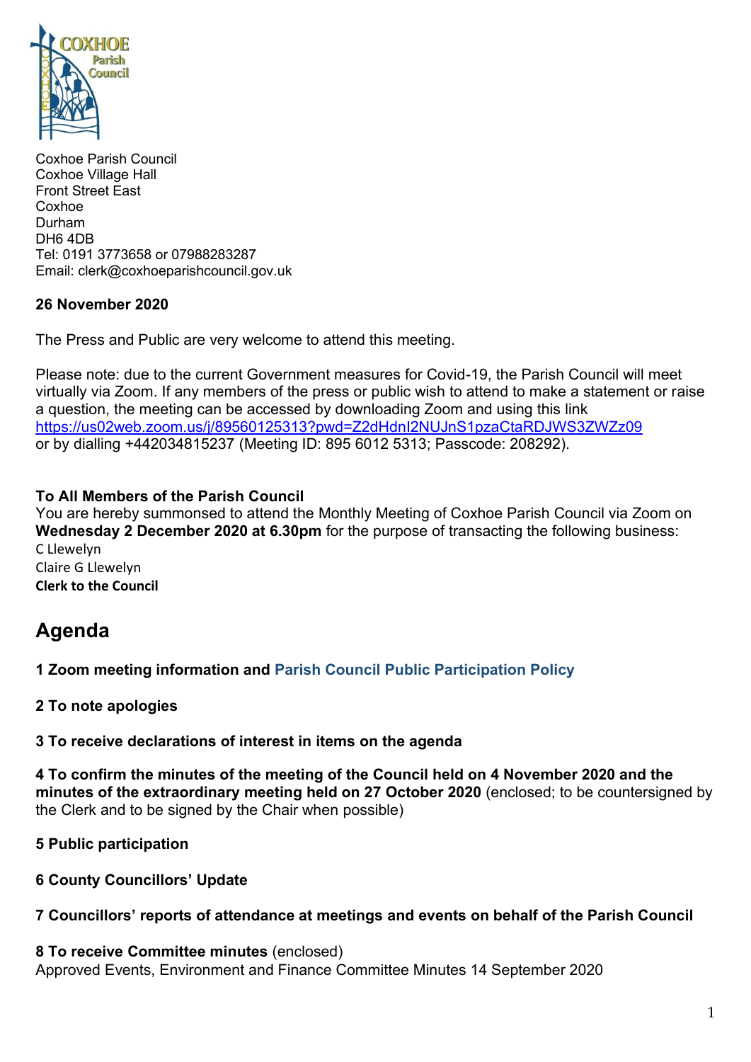Coxhoe Parish Council
Coxhoe Village Hall
Front Street East
Coxhoe
Durham
DH6 4DB
Tel: 0191 3773658 or 07988283287
Email: clerk@coxhoeparishcouncil.gov.uk

**26 November 2020**

The Press and Public are very welcome to attend this meeting.

Please note: due to the current Government measures for Covid-19, the Parish Council will meet virtually via Zoom. If any members of the press or public wish to attend to make a statement or raise a question, the meeting can be accessed by downloading Zoom and using this link https://us02web.zoom.us/j/89560125313?pwd=Z2dHdnI2NUJnS1pzaCtaRDJWS3ZWZz09 or by dialling +442034815237 (Meeting ID: 895 6012 5313; Passcode: 208292).

**To All Members of the Parish Council**
You are hereby summonsed to attend the Monthly Meeting of Coxhoe Parish Council via Zoom on **Wednesday 2 December 2020 at 6.30pm** for the purpose of transacting the following business:
C Llewelyn
Claire G Llewelyn
**Clerk to the Council**

# Agenda

**1 Zoom meeting information and Parish Council Public Participation Policy**

**2 To note apologies**

**3 To receive declarations of interest in items on the agenda**

**4 To confirm the minutes of the meeting of the Council held on 4 November 2020 and the minutes of the extraordinary meeting held on 27 October 2020** (enclosed; to be countersigned by the Clerk and to be signed by the Chair when possible)

**5 Public participation**

**6 County Councillors' Update**

**7 Councillors' reports of attendance at meetings and events on behalf of the Parish Council**

**8 To receive Committee minutes** (enclosed)
Approved Events, Environment and Finance Committee Minutes 14 September 2020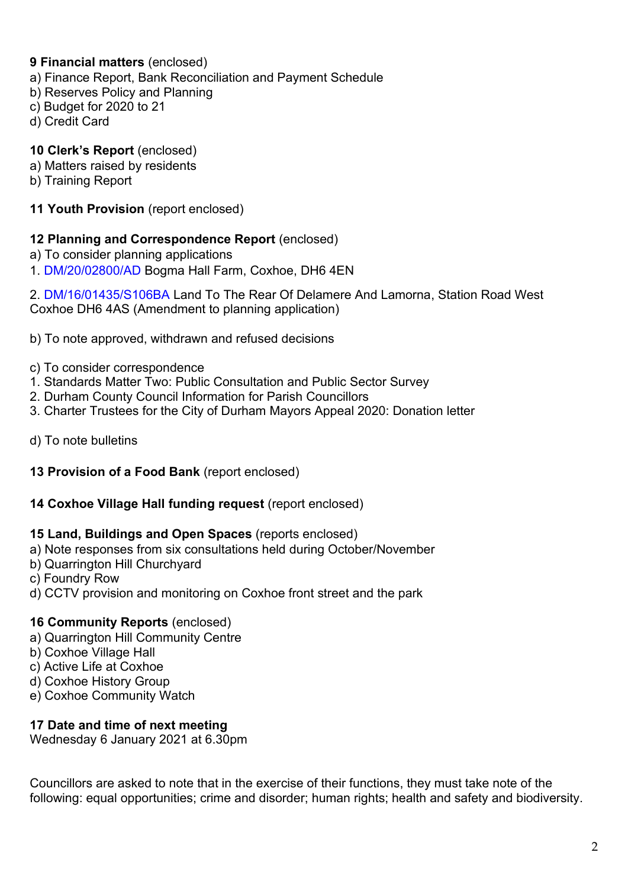**9 Financial matters** (enclosed)
a) Finance Report, Bank Reconciliation and Payment Schedule
b) Reserves Policy and Planning
c) Budget for 2020 to 21
d) Credit Card

**10 Clerk's Report** (enclosed)
a) Matters raised by residents
b) Training Report

**11 Youth Provision** (report enclosed)

**12 Planning and Correspondence Report** (enclosed)
a) To consider planning applications
1. DM/20/02800/AD Bogma Hall Farm, Coxhoe, DH6 4EN

2. DM/16/01435/S106BA Land To The Rear Of Delamere And Lamorna, Station Road West Coxhoe DH6 4AS (Amendment to planning application)

b) To note approved, withdrawn and refused decisions

c) To consider correspondence
1. Standards Matter Two: Public Consultation and Public Sector Survey
2. Durham County Council Information for Parish Councillors
3. Charter Trustees for the City of Durham Mayors Appeal 2020: Donation letter

d) To note bulletins

**13 Provision of a Food Bank** (report enclosed)

**14 Coxhoe Village Hall funding request** (report enclosed)

**15 Land, Buildings and Open Spaces** (reports enclosed)
a) Note responses from six consultations held during October/November
b) Quarrington Hill Churchyard
c) Foundry Row
d) CCTV provision and monitoring on Coxhoe front street and the park

**16 Community Reports** (enclosed)
a) Quarrington Hill Community Centre
b) Coxhoe Village Hall
c) Active Life at Coxhoe
d) Coxhoe History Group
e) Coxhoe Community Watch

**17 Date and time of next meeting**
Wednesday 6 January 2021 at 6.30pm

Councillors are asked to note that in the exercise of their functions, they must take note of the following: equal opportunities; crime and disorder; human rights; health and safety and biodiversity.